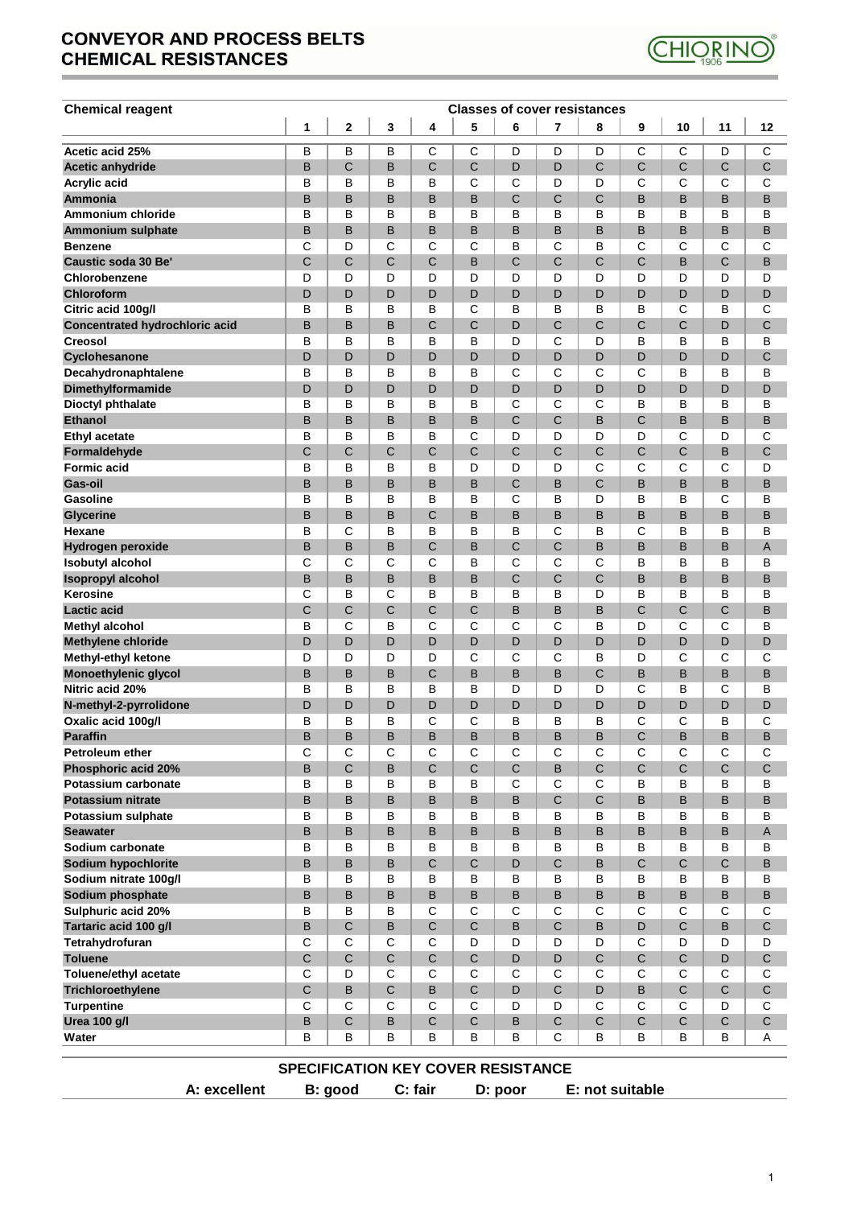# CONVEYOR AND PROCESS BELTS CHEMICAL RESISTANCES

| Chemical reagent | Classes of cover resistances | | | | | | | | | | | |
|---|---|---|---|---|---|---|---|---|---|---|---|---|
| | 1 | 2 | 3 | 4 | 5 | 6 | 7 | 8 | 9 | 10 | 11 | 12 |
| Acetic acid 25% | B | B | B | C | C | D | D | D | C | C | D | C |
| Acetic anhydride | B | C | B | C | C | D | D | C | C | C | C | C |
| Acrylic acid | B | B | B | B | C | C | D | D | C | C | C | C |
| Ammonia | B | B | B | B | B | B | C | C | C | B | B | B | B |
| Ammonium chloride | B | B | B | B | B | B | B | B | B | B | B | B |
| Ammonium sulphate | B | B | B | B | B | B | B | B | B | B | B | B |
| Benzene | C | D | C | C | C | B | C | B | C | C | C | C |
| Caustic soda 30 Be' | C | C | C | C | B | C | C | C | C | B | C | B |
| Chlorobenzene | D | D | D | D | D | D | D | D | D | D | D | D |
| Chloroform | D | D | D | D | D | D | D | D | D | D | D | D |
| Citric acid 100g/l | B | B | B | B | C | B | B | B | B | C | B | C |
| Concentrated hydrochloric acid | B | B | B | C | C | D | C | C | C | C | D | C |
| Creosol | B | B | B | B | B | D | C | D | B | B | B | B |
| Cyclohesanone | D | D | D | D | D | D | D | D | D | D | D | C |
| Decahydronaphtalene | B | B | B | B | B | C | C | C | C | B | B | B |
| Dimethylformamide | D | D | D | D | D | D | D | D | D | D | D | D |
| Dioctyl phthalate | B | B | B | B | B | C | C | C | B | B | B | B |
| Ethanol | B | B | B | B | B | C | C | B | C | B | B | B |
| Ethyl acetate | B | B | B | B | C | D | D | D | D | C | D | C |
| Formaldehyde | C | C | C | C | C | C | C | C | C | C | B | C |
| Formic acid | B | B | B | B | D | D | D | C | C | C | C | D |
| Gas-oil | B | B | B | B | B | C | B | C | B | B | B | B |
| Gasoline | B | B | B | B | B | C | B | D | B | B | C | B |
| Glycerine | B | B | B | C | B | B | B | B | B | B | B | B |
| Hexane | B | C | B | B | B | B | C | B | C | B | B | B |
| Hydrogen peroxide | B | B | B | C | B | C | C | B | B | B | B | A |
| Isobutyl alcohol | C | C | C | C | B | C | C | C | B | B | B | B |
| Isopropyl alcohol | B | B | B | B | B | C | C | C | B | B | B | B |
| Kerosine | C | B | C | B | B | B | B | D | B | B | B | B |
| Lactic acid | C | C | C | C | C | B | B | B | C | C | C | B |
| Methyl alcohol | B | C | B | C | C | C | C | B | D | C | C | B |
| Methylene chloride | D | D | D | D | D | D | D | D | D | D | D | D |
| Methyl-ethyl ketone | D | D | D | D | C | C | C | B | D | C | C | C |
| Monoethylenic glycol | B | B | B | C | B | B | B | C | B | B | B | B |
| Nitric acid 20% | B | B | B | B | B | D | D | D | C | B | C | B |
| N-methyl-2-pyrrolidone | D | D | D | D | D | D | D | D | D | D | D | D |
| Oxalic acid 100g/l | B | B | B | C | C | B | B | B | C | C | B | C |
| Paraffin | B | B | B | B | B | B | B | B | C | B | B | B |
| Petroleum ether | C | C | C | C | C | C | C | C | C | C | C | C |
| Phosphoric acid 20% | B | C | B | C | C | C | B | C | C | C | C | C |
| Potassium carbonate | B | B | B | B | B | C | C | C | B | B | B | B |
| Potassium nitrate | B | B | B | B | B | B | C | C | B | B | B | B |
| Potassium sulphate | B | B | B | B | B | B | B | B | B | B | B | B |
| Seawater | B | B | B | B | B | B | B | B | B | B | B | A |
| Sodium carbonate | B | B | B | B | B | B | B | B | B | B | B | B |
| Sodium hypochlorite | B | B | B | C | C | D | C | B | C | C | C | B |
| Sodium nitrate 100g/l | B | B | B | B | B | B | B | B | B | B | B | B |
| Sodium phosphate | B | B | B | B | B | B | B | B | B | B | B | B |
| Sulphuric acid 20% | B | B | B | C | C | C | C | C | C | C | C | C |
| Tartaric acid 100 g/l | B | C | B | C | C | B | C | B | D | C | B | C |
| Tetrahydrofuran | C | C | C | C | D | D | D | D | C | D | D | D |
| Toluene | C | C | C | C | C | D | D | C | C | C | D | C |
| Toluene/ethyl acetate | C | D | C | C | C | C | C | C | C | C | C | C |
| Trichloroethylene | C | B | C | B | C | D | C | D | B | C | C | C |
| Turpentine | C | C | C | C | C | D | D | C | C | C | D | C |
| Urea 100 g/l | B | C | B | C | C | B | C | C | C | C | C | C |
| Water | B | B | B | B | B | B | C | B | B | B | B | A |

**SPECIFICATION KEY COVER RESISTANCE**

**A: excellent** **B: good** **C: fair** **D: poor** **E: not suitable**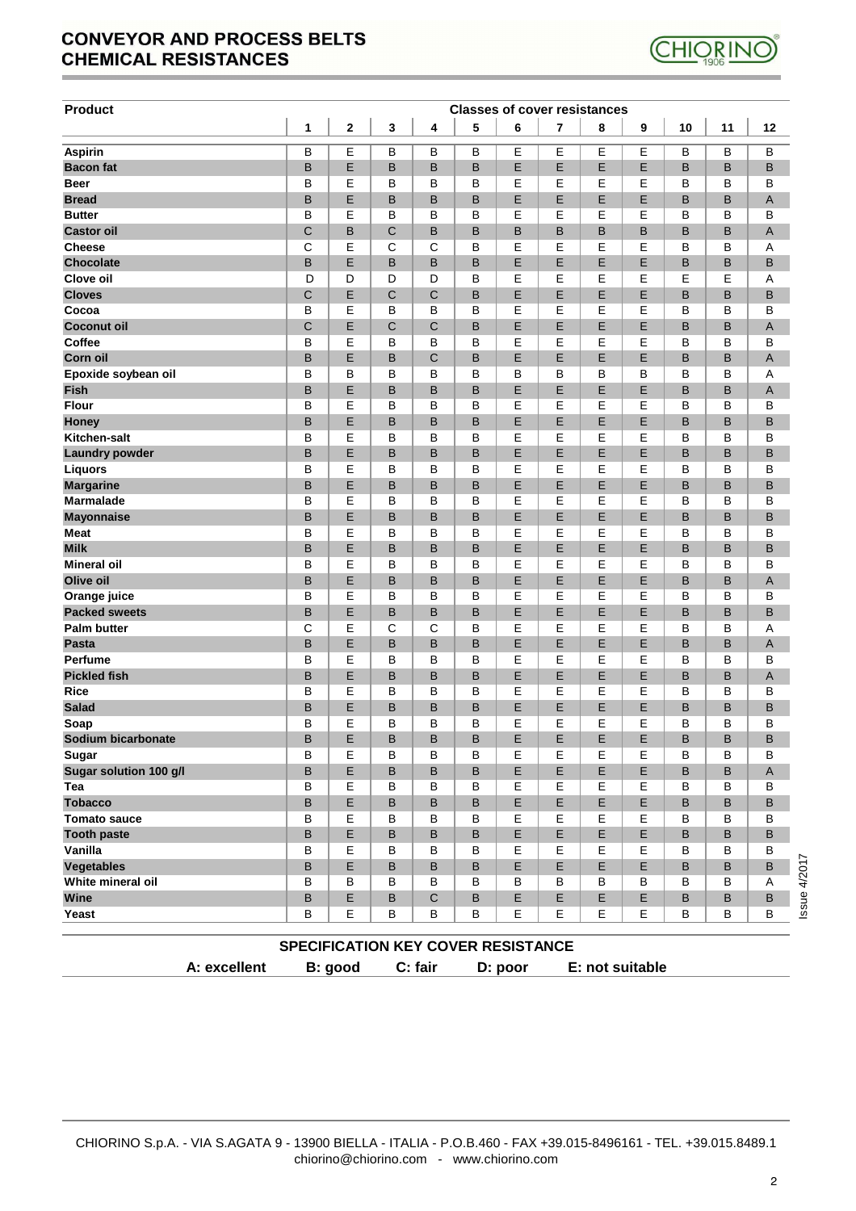# CONVEYOR AND PROCESS BELTS CHEMICAL RESISTANCES

| Product | Classes of cover resistances | | | | | | | | | | | |
|---|---|---|---|---|---|---|---|---|---|---|---|---|
| | 1 | 2 | 3 | 4 | 5 | 6 | 7 | 8 | 9 | 10 | 11 | 12 |
| **Aspirin** | B | E | B | B | B | E | E | E | E | B | B | B |
| **Bacon fat** | B | E | B | B | B | E | E | E | E | B | B | B |
| **Beer** | B | E | B | B | B | E | E | E | E | B | B | B |
| **Bread** | B | E | B | B | B | E | E | E | E | B | B | A |
| **Butter** | B | E | B | B | B | E | E | E | E | B | B | B |
| **Castor oil** | C | B | C | B | B | B | B | B | B | B | B | A |
| **Cheese** | C | E | C | C | B | E | E | E | E | B | B | A |
| **Chocolate** | B | E | B | B | B | E | E | E | E | B | B | B |
| **Clove oil** | D | D | D | D | B | E | E | E | E | E | E | A |
| **Cloves** | C | E | C | C | B | E | E | E | E | B | B | B |
| **Cocoa** | B | E | B | B | B | E | E | E | E | B | B | B |
| **Coconut oil** | C | E | C | C | B | E | E | E | E | B | B | A |
| **Coffee** | B | E | B | B | B | E | E | E | E | B | B | B |
| **Corn oil** | B | E | B | C | B | E | E | E | E | B | B | A |
| **Epoxide soybean oil** | B | B | B | B | B | B | B | B | B | B | B | A |
| **Fish** | B | E | B | B | B | E | E | E | E | B | B | A |
| **Flour** | B | E | B | B | B | E | E | E | E | B | B | B |
| **Honey** | B | E | B | B | B | E | E | E | E | B | B | B |
| **Kitchen-salt** | B | E | B | B | B | E | E | E | E | B | B | B |
| **Laundry powder** | B | E | B | B | B | E | E | E | E | B | B | B |
| **Liquors** | B | E | B | B | B | E | E | E | E | B | B | B |
| **Margarine** | B | E | B | B | B | E | E | E | E | B | B | B |
| **Marmalade** | B | E | B | B | B | E | E | E | E | B | B | B |
| **Mayonnaise** | B | E | B | B | B | E | E | E | E | B | B | B |
| **Meat** | B | E | B | B | B | E | E | E | E | B | B | B |
| **Milk** | B | E | B | B | B | E | E | E | E | B | B | B |
| **Mineral oil** | B | E | B | B | B | E | E | E | E | B | B | B |
| **Olive oil** | B | E | B | B | B | E | E | E | E | B | B | A |
| **Orange juice** | B | E | B | B | B | E | E | E | E | B | B | B |
| **Packed sweets** | B | E | B | B | B | E | E | E | E | B | B | B |
| **Palm butter** | C | E | C | C | B | E | E | E | E | B | B | A |
| **Pasta** | B | E | B | B | B | E | E | E | E | B | B | A |
| **Perfume** | B | E | B | B | B | E | E | E | E | B | B | B |
| **Pickled fish** | B | E | B | B | B | E | E | E | E | B | B | A |
| **Rice** | B | E | B | B | B | E | E | E | E | B | B | B |
| **Salad** | B | E | B | B | B | E | E | E | E | B | B | B |
| **Soap** | B | E | B | B | B | E | E | E | E | B | B | B |
| **Sodium bicarbonate** | B | E | B | B | B | E | E | E | E | B | B | B |
| **Sugar** | B | E | B | B | B | E | E | E | E | B | B | B |
| **Sugar solution 100 g/l** | B | E | B | B | B | E | E | E | E | B | B | A |
| **Tea** | B | E | B | B | B | E | E | E | E | B | B | B |
| **Tobacco** | B | E | B | B | B | E | E | E | E | B | B | B |
| **Tomato sauce** | B | E | B | B | B | E | E | E | E | B | B | B |
| **Tooth paste** | B | E | B | B | B | E | E | E | E | B | B | B |
| **Vanilla** | B | E | B | B | B | E | E | E | E | B | B | B |
| **Vegetables** | B | E | B | B | B | E | E | E | E | B | B | B |
| **White mineral oil** | B | B | B | B | B | B | B | B | B | B | B | A |
| **Wine** | B | E | B | C | B | E | E | E | E | B | B | B |
| **Yeast** | B | E | B | B | B | E | E | E | E | B | B | B |

**SPECIFICATION KEY COVER RESISTANCE**

**A: excellent** **B: good** **C: fair** **D: poor** **E: not suitable**

Issue 4/2017

CHIORINO S.p.A. - VIA S.AGATA 9 - 13900 BIELLA - ITALIA - P.O.B.460 - FAX +39.015-8496161 - TEL. +39.015.8489.1
chiorino@chiorino.com - www.chiorino.com